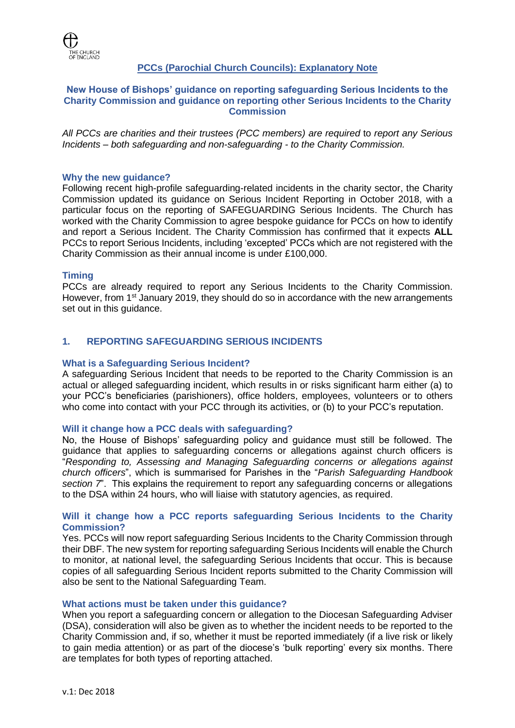THE CHURCH OF ENGLAND

# PCCs (Parochial Church Councils): Explanatory Note

## New House of Bishops' guidance on reporting safeguarding Serious Incidents to the Charity Commission and guidance on reporting other Serious Incidents to the Charity Commission

*All PCCs are charities and their trustees (PCC members) are required* to *report any Serious Incidents – both safeguarding and non-safeguarding - to the Charity Commission.*

### Why the new guidance?

Following recent high-profile safeguarding-related incidents in the charity sector, the Charity Commission updated its guidance on Serious Incident Reporting in October 2018, with a particular focus on the reporting of SAFEGUARDING Serious Incidents. The Church has worked with the Charity Commission to agree bespoke guidance for PCCs on how to identify and report a Serious Incident. The Charity Commission has confirmed that it expects **ALL** PCCs to report Serious Incidents, including 'excepted' PCCs which are not registered with the Charity Commission as their annual income is under £100,000.

### Timing

PCCs are already required to report any Serious Incidents to the Charity Commission. However, from 1st January 2019, they should do so in accordance with the new arrangements set out in this guidance.

## 1. REPORTING SAFEGUARDING SERIOUS INCIDENTS

### What is a Safeguarding Serious Incident?

A safeguarding Serious Incident that needs to be reported to the Charity Commission is an actual or alleged safeguarding incident, which results in or risks significant harm either (a) to your PCC's beneficiaries (parishioners), office holders, employees, volunteers or to others who come into contact with your PCC through its activities, or (b) to your PCC's reputation.

### Will it change how a PCC deals with safeguarding?

No, the House of Bishops' safeguarding policy and guidance must still be followed. The guidance that applies to safeguarding concerns or allegations against church officers is "*Responding to, Assessing and Managing Safeguarding concerns or allegations against church officers*", which is summarised for Parishes in the "*Parish Safeguarding Handbook section 7*". This explains the requirement to report any safeguarding concerns or allegations to the DSA within 24 hours, who will liaise with statutory agencies, as required.

### Will it change how a PCC reports safeguarding Serious Incidents to the Charity Commission?

Yes. PCCs will now report safeguarding Serious Incidents to the Charity Commission through their DBF. The new system for reporting safeguarding Serious Incidents will enable the Church to monitor, at national level, the safeguarding Serious Incidents that occur. This is because copies of all safeguarding Serious Incident reports submitted to the Charity Commission will also be sent to the National Safeguarding Team.

### What actions must be taken under this guidance?

When you report a safeguarding concern or allegation to the Diocesan Safeguarding Adviser (DSA), consideration will also be given as to whether the incident needs to be reported to the Charity Commission and, if so, whether it must be reported immediately (if a live risk or likely to gain media attention) or as part of the diocese's 'bulk reporting' every six months. There are templates for both types of reporting attached.

v.1: Dec 2018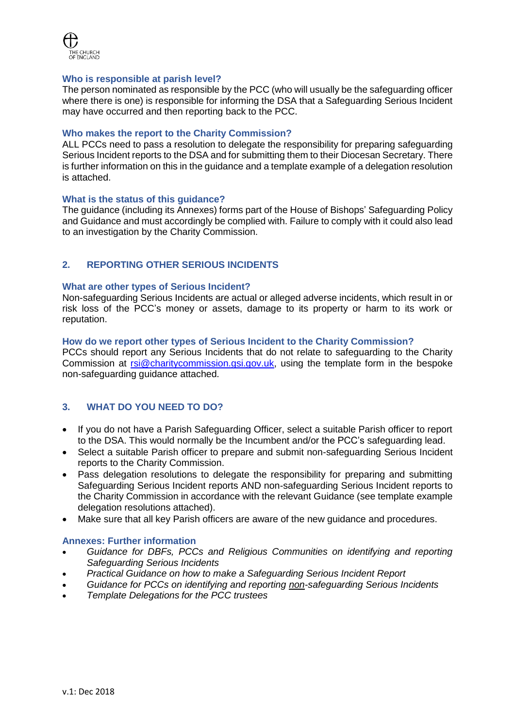### Who is responsible at parish level?

The person nominated as responsible by the PCC (who will usually be the safeguarding officer where there is one) is responsible for informing the DSA that a Safeguarding Serious Incident may have occurred and then reporting back to the PCC.

### Who makes the report to the Charity Commission?

ALL PCCs need to pass a resolution to delegate the responsibility for preparing safeguarding Serious Incident reports to the DSA and for submitting them to their Diocesan Secretary. There is further information on this in the guidance and a template example of a delegation resolution is attached.

### What is the status of this guidance?

The guidance (including its Annexes) forms part of the House of Bishops' Safeguarding Policy and Guidance and must accordingly be complied with. Failure to comply with it could also lead to an investigation by the Charity Commission.

## 2. REPORTING OTHER SERIOUS INCIDENTS

### What are other types of Serious Incident?

Non-safeguarding Serious Incidents are actual or alleged adverse incidents, which result in or risk loss of the PCC's money or assets, damage to its property or harm to its work or reputation.

### How do we report other types of Serious Incident to the Charity Commission?

PCCs should report any Serious Incidents that do not relate to safeguarding to the Charity Commission at rsi@charitycommission.gsi.gov.uk, using the template form in the bespoke non-safeguarding guidance attached.

## 3. WHAT DO YOU NEED TO DO?

- If you do not have a Parish Safeguarding Officer, select a suitable Parish officer to report to the DSA. This would normally be the Incumbent and/or the PCC's safeguarding lead.
- Select a suitable Parish officer to prepare and submit non-safeguarding Serious Incident reports to the Charity Commission.
- Pass delegation resolutions to delegate the responsibility for preparing and submitting Safeguarding Serious Incident reports AND non-safeguarding Serious Incident reports to the Charity Commission in accordance with the relevant Guidance (see template example delegation resolutions attached).
- Make sure that all key Parish officers are aware of the new guidance and procedures.

### Annexes: Further information

- *Guidance for DBFs, PCCs and Religious Communities on identifying and reporting Safeguarding Serious Incidents*
- *Practical Guidance on how to make a Safeguarding Serious Incident Report*
- *Guidance for PCCs on identifying and reporting non-safeguarding Serious Incidents*
- *Template Delegations for the PCC trustees*

v.1: Dec 2018